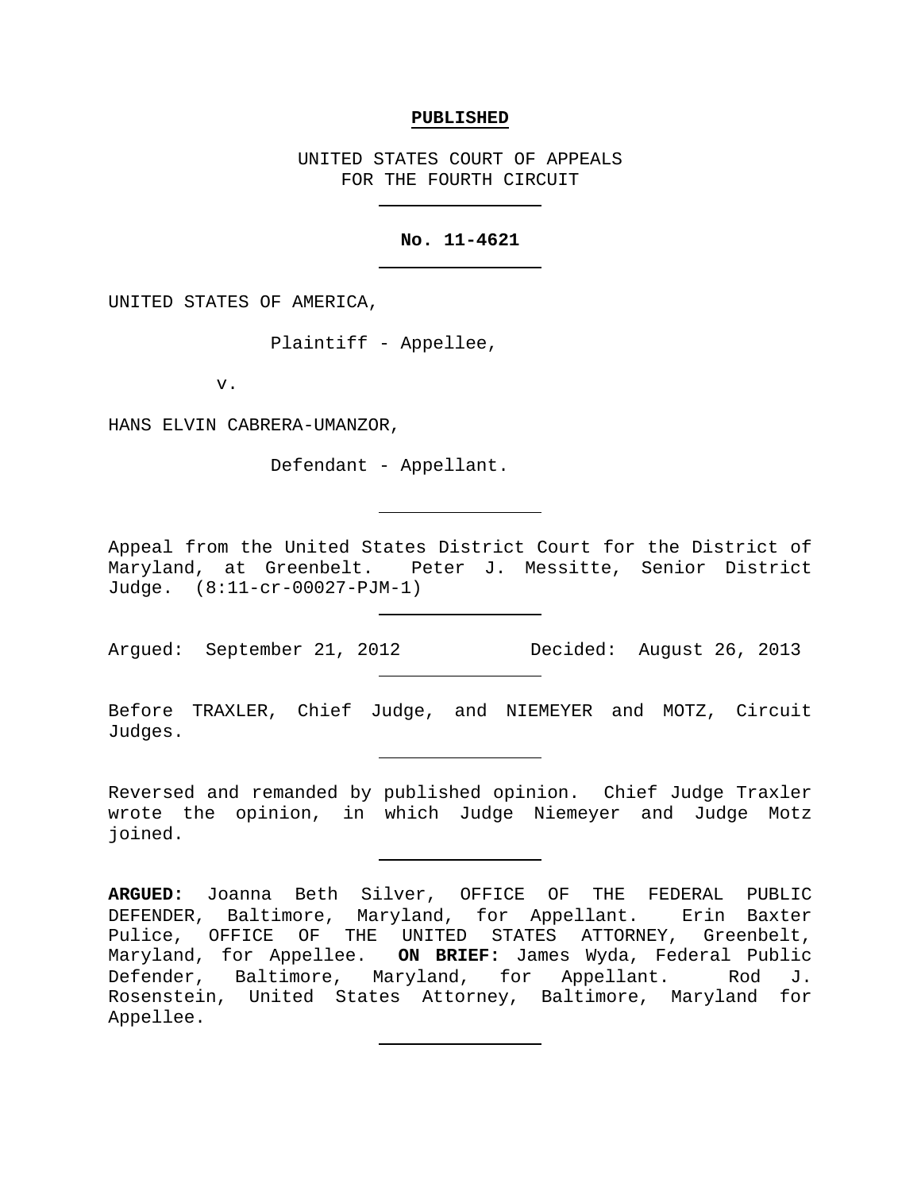**PUBLISHED**

UNITED STATES COURT OF APPEALS
FOR THE FOURTH CIRCUIT

---

**No. 11-4621**

---

UNITED STATES OF AMERICA,

Plaintiff - Appellee,

v.

HANS ELVIN CABRERA-UMANZOR,

Defendant - Appellant.

---

Appeal from the United States District Court for the District of Maryland, at Greenbelt. Peter J. Messitte, Senior District Judge. (8:11-cr-00027-PJM-1)

---

Argued: September 21, 2012 Decided: August 26, 2013

---

Before TRAXLER, Chief Judge, and NIEMEYER and MOTZ, Circuit Judges.

---

Reversed and remanded by published opinion. Chief Judge Traxler wrote the opinion, in which Judge Niemeyer and Judge Motz joined.

---

**ARGUED:** Joanna Beth Silver, OFFICE OF THE FEDERAL PUBLIC DEFENDER, Baltimore, Maryland, for Appellant. Erin Baxter Pulice, OFFICE OF THE UNITED STATES ATTORNEY, Greenbelt, Maryland, for Appellee. **ON BRIEF:** James Wyda, Federal Public Defender, Baltimore, Maryland, for Appellant. Rod J. Rosenstein, United States Attorney, Baltimore, Maryland for Appellee.

---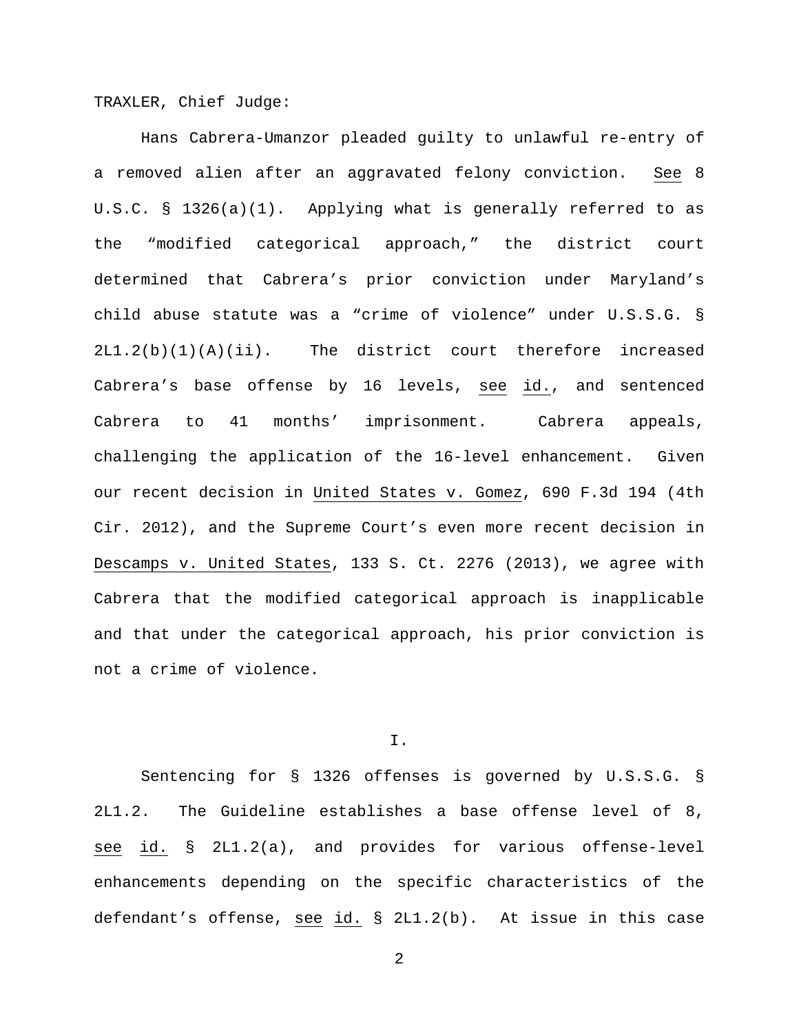TRAXLER, Chief Judge:

Hans Cabrera-Umanzor pleaded guilty to unlawful re-entry of a removed alien after an aggravated felony conviction. See 8 U.S.C. § 1326(a)(1). Applying what is generally referred to as the "modified categorical approach," the district court determined that Cabrera's prior conviction under Maryland's child abuse statute was a "crime of violence" under U.S.S.G. § 2L1.2(b)(1)(A)(ii). The district court therefore increased Cabrera's base offense by 16 levels, see id., and sentenced Cabrera to 41 months' imprisonment. Cabrera appeals, challenging the application of the 16-level enhancement. Given our recent decision in United States v. Gomez, 690 F.3d 194 (4th Cir. 2012), and the Supreme Court's even more recent decision in Descamps v. United States, 133 S. Ct. 2276 (2013), we agree with Cabrera that the modified categorical approach is inapplicable and that under the categorical approach, his prior conviction is not a crime of violence.

## I.

Sentencing for § 1326 offenses is governed by U.S.S.G. § 2L1.2. The Guideline establishes a base offense level of 8, see id. § 2L1.2(a), and provides for various offense-level enhancements depending on the specific characteristics of the defendant's offense, see id. § 2L1.2(b). At issue in this case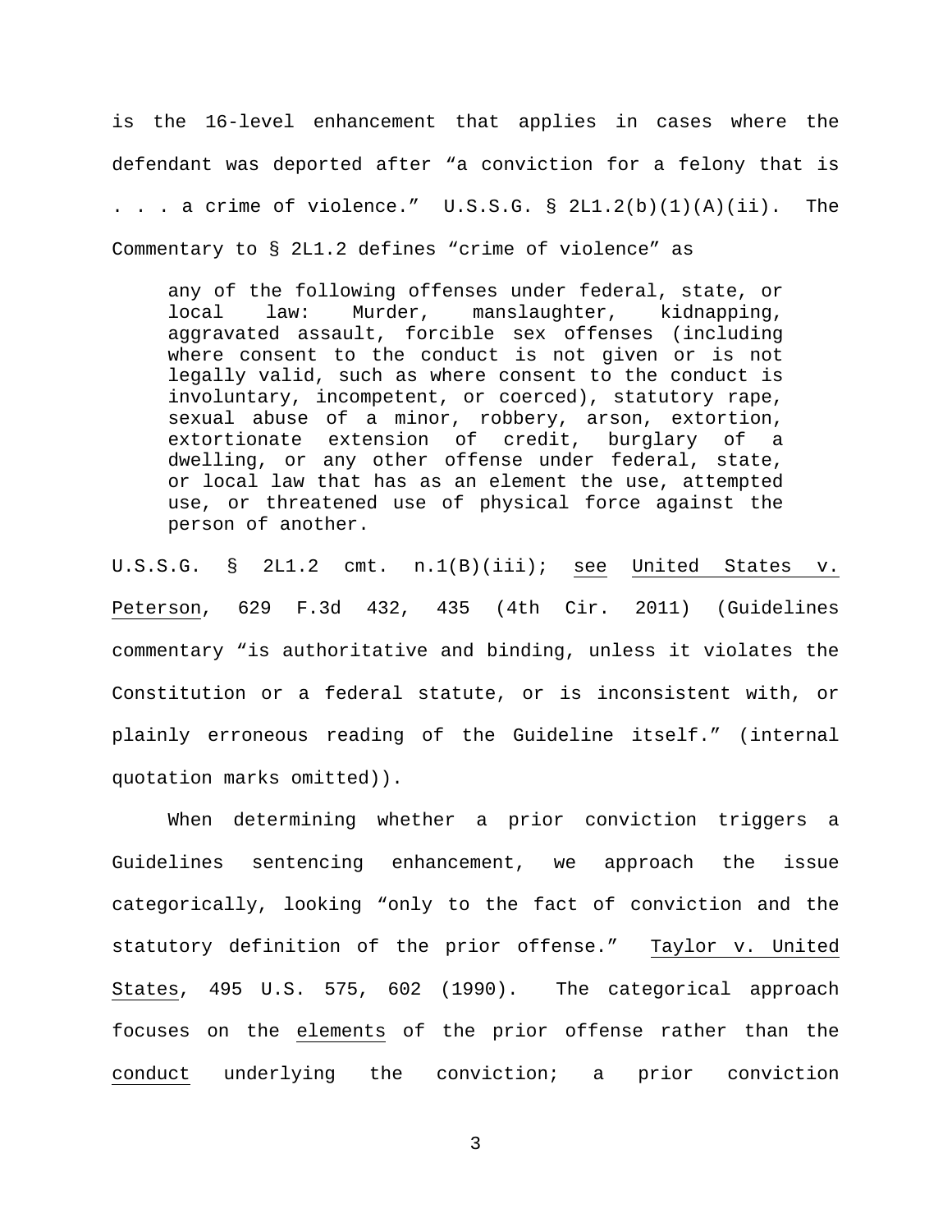is the 16-level enhancement that applies in cases where the defendant was deported after "a conviction for a felony that is . . . a crime of violence." U.S.S.G. § 2L1.2(b)(1)(A)(ii). The Commentary to § 2L1.2 defines "crime of violence" as

> any of the following offenses under federal, state, or local law: Murder, manslaughter, kidnapping, aggravated assault, forcible sex offenses (including where consent to the conduct is not given or is not legally valid, such as where consent to the conduct is involuntary, incompetent, or coerced), statutory rape, sexual abuse of a minor, robbery, arson, extortion, extortionate extension of credit, burglary of a dwelling, or any other offense under federal, state, or local law that has as an element the use, attempted use, or threatened use of physical force against the person of another.

U.S.S.G. § 2L1.2 cmt. n.1(B)(iii); see United States v. Peterson, 629 F.3d 432, 435 (4th Cir. 2011) (Guidelines commentary "is authoritative and binding, unless it violates the Constitution or a federal statute, or is inconsistent with, or plainly erroneous reading of the Guideline itself." (internal quotation marks omitted)).

When determining whether a prior conviction triggers a Guidelines sentencing enhancement, we approach the issue categorically, looking "only to the fact of conviction and the statutory definition of the prior offense." Taylor v. United States, 495 U.S. 575, 602 (1990). The categorical approach focuses on the elements of the prior offense rather than the conduct underlying the conviction; a prior conviction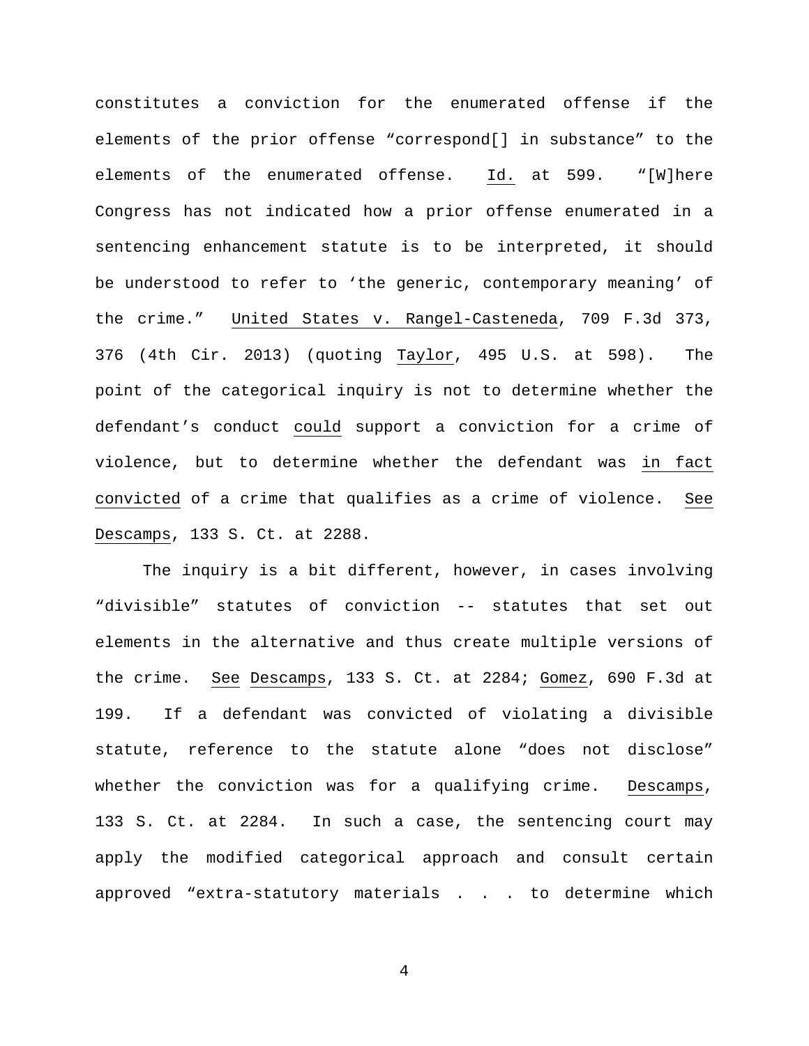constitutes a conviction for the enumerated offense if the elements of the prior offense "correspond[] in substance" to the elements of the enumerated offense. _Id._ at 599. "[W]here Congress has not indicated how a prior offense enumerated in a sentencing enhancement statute is to be interpreted, it should be understood to refer to 'the generic, contemporary meaning' of the crime." _United States v. Rangel-Casteneda_, 709 F.3d 373, 376 (4th Cir. 2013) (quoting _Taylor_, 495 U.S. at 598). The point of the categorical inquiry is not to determine whether the defendant's conduct _could_ support a conviction for a crime of violence, but to determine whether the defendant was _in fact convicted_ of a crime that qualifies as a crime of violence. _See_ _Descamps_, 133 S. Ct. at 2288.

The inquiry is a bit different, however, in cases involving "divisible" statutes of conviction -- statutes that set out elements in the alternative and thus create multiple versions of the crime. _See_ _Descamps_, 133 S. Ct. at 2284; _Gomez_, 690 F.3d at 199. If a defendant was convicted of violating a divisible statute, reference to the statute alone "does not disclose" whether the conviction was for a qualifying crime. _Descamps_, 133 S. Ct. at 2284. In such a case, the sentencing court may apply the modified categorical approach and consult certain approved "extra-statutory materials . . . to determine which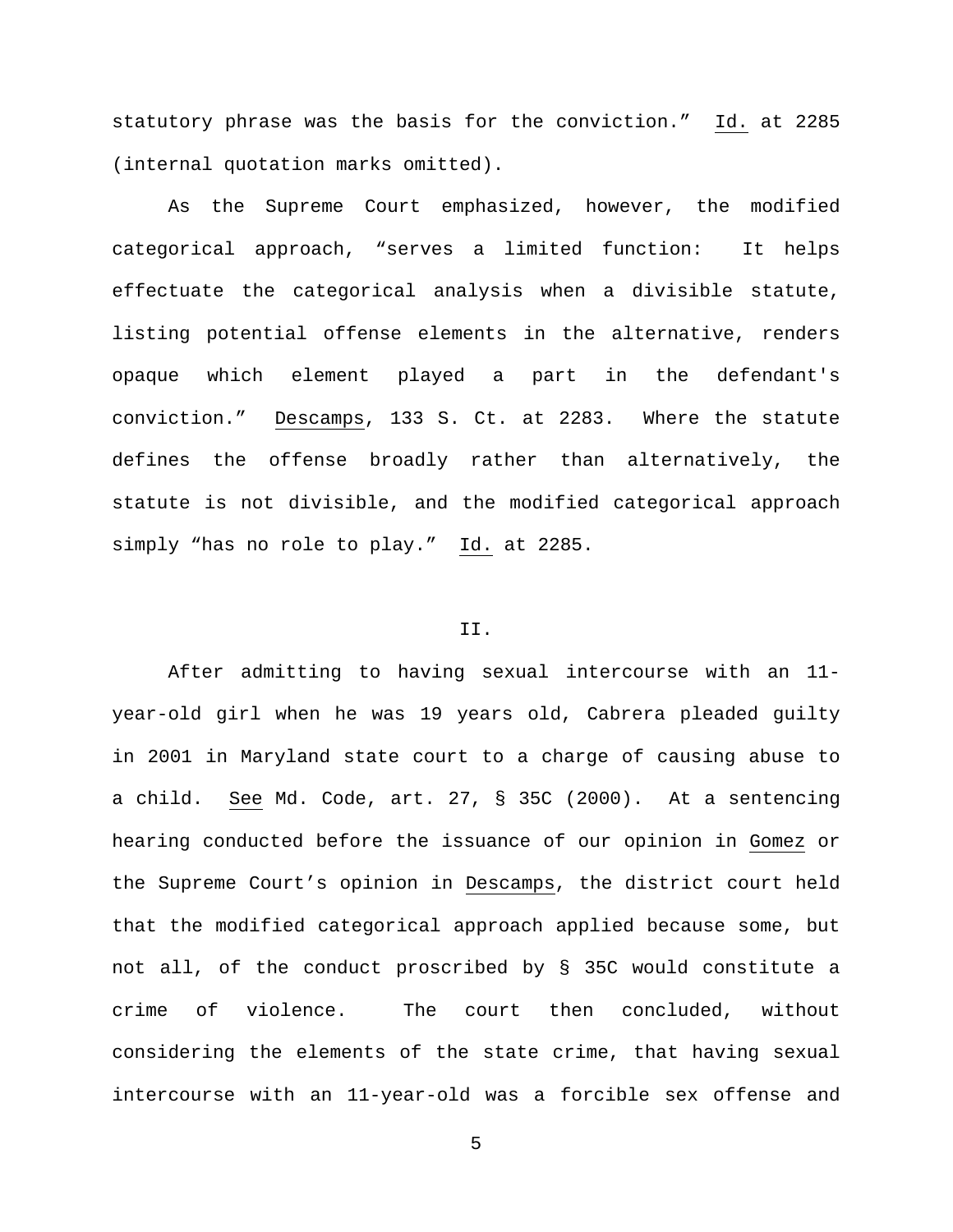statutory phrase was the basis for the conviction." Id. at 2285 (internal quotation marks omitted).

As the Supreme Court emphasized, however, the modified categorical approach, "serves a limited function: It helps effectuate the categorical analysis when a divisible statute, listing potential offense elements in the alternative, renders opaque which element played a part in the defendant's conviction." Descamps, 133 S. Ct. at 2283. Where the statute defines the offense broadly rather than alternatively, the statute is not divisible, and the modified categorical approach simply "has no role to play." Id. at 2285.

## II.

After admitting to having sexual intercourse with an 11-year-old girl when he was 19 years old, Cabrera pleaded guilty in 2001 in Maryland state court to a charge of causing abuse to a child. See Md. Code, art. 27, § 35C (2000). At a sentencing hearing conducted before the issuance of our opinion in Gomez or the Supreme Court's opinion in Descamps, the district court held that the modified categorical approach applied because some, but not all, of the conduct proscribed by § 35C would constitute a crime of violence. The court then concluded, without considering the elements of the state crime, that having sexual intercourse with an 11-year-old was a forcible sex offense and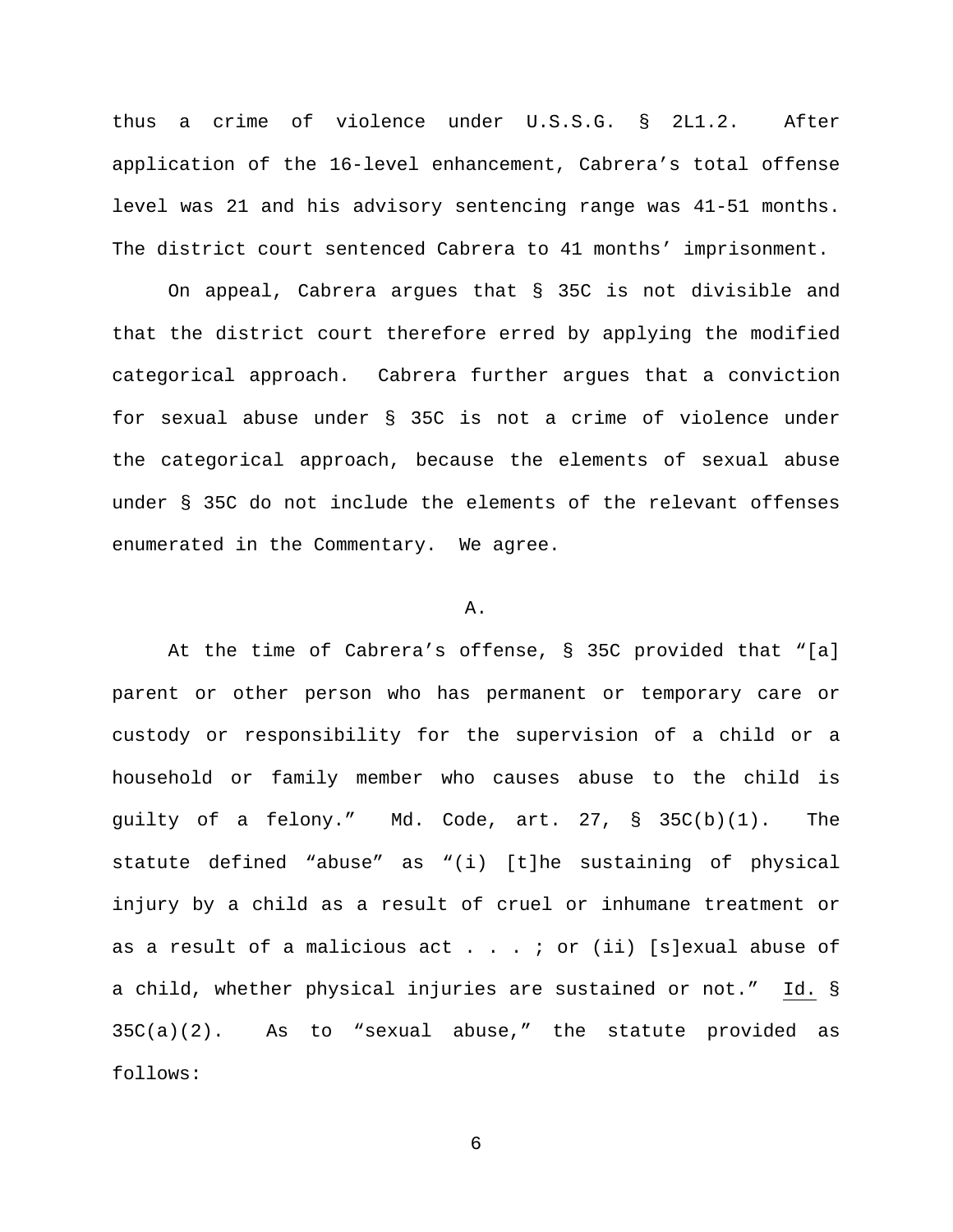thus a crime of violence under U.S.S.G. § 2L1.2. After application of the 16-level enhancement, Cabrera's total offense level was 21 and his advisory sentencing range was 41-51 months. The district court sentenced Cabrera to 41 months' imprisonment.

On appeal, Cabrera argues that § 35C is not divisible and that the district court therefore erred by applying the modified categorical approach. Cabrera further argues that a conviction for sexual abuse under § 35C is not a crime of violence under the categorical approach, because the elements of sexual abuse under § 35C do not include the elements of the relevant offenses enumerated in the Commentary. We agree.

A.

At the time of Cabrera's offense, § 35C provided that "[a] parent or other person who has permanent or temporary care or custody or responsibility for the supervision of a child or a household or family member who causes abuse to the child is guilty of a felony." Md. Code, art. 27, § 35C(b)(1). The statute defined "abuse" as "(i) [t]he sustaining of physical injury by a child as a result of cruel or inhumane treatment or as a result of a malicious act . . . ; or (ii) [s]exual abuse of a child, whether physical injuries are sustained or not." Id. § 35C(a)(2). As to "sexual abuse," the statute provided as follows: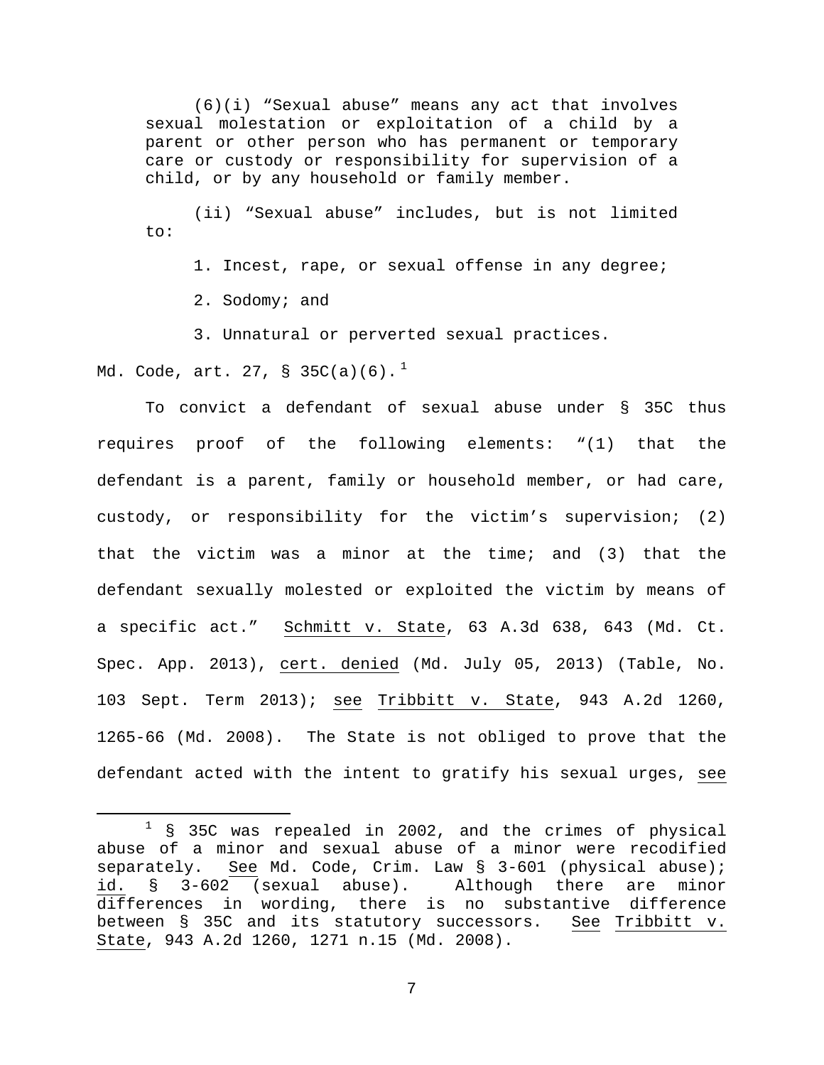> (6)(i) "Sexual abuse" means any act that involves sexual molestation or exploitation of a child by a parent or other person who has permanent or temporary care or custody or responsibility for supervision of a child, or by any household or family member.
>
> (ii) "Sexual abuse" includes, but is not limited to:
>
> 1. Incest, rape, or sexual offense in any degree;
>
> 2. Sodomy; and
>
> 3. Unnatural or perverted sexual practices.

Md. Code, art. 27, § 35C(a)(6).[1]

To convict a defendant of sexual abuse under § 35C thus requires proof of the following elements: "(1) that the defendant is a parent, family or household member, or had care, custody, or responsibility for the victim's supervision; (2) that the victim was a minor at the time; and (3) that the defendant sexually molested or exploited the victim by means of a specific act." Schmitt v. State, 63 A.3d 638, 643 (Md. Ct. Spec. App. 2013), cert. denied (Md. July 05, 2013) (Table, No. 103 Sept. Term 2013); see Tribbitt v. State, 943 A.2d 1260, 1265-66 (Md. 2008). The State is not obliged to prove that the defendant acted with the intent to gratify his sexual urges, see

---

[1] § 35C was repealed in 2002, and the crimes of physical abuse of a minor and sexual abuse of a minor were recodified separately. See Md. Code, Crim. Law § 3-601 (physical abuse); id. § 3-602 (sexual abuse). Although there are minor differences in wording, there is no substantive difference between § 35C and its statutory successors. See Tribbitt v. State, 943 A.2d 1260, 1271 n.15 (Md. 2008).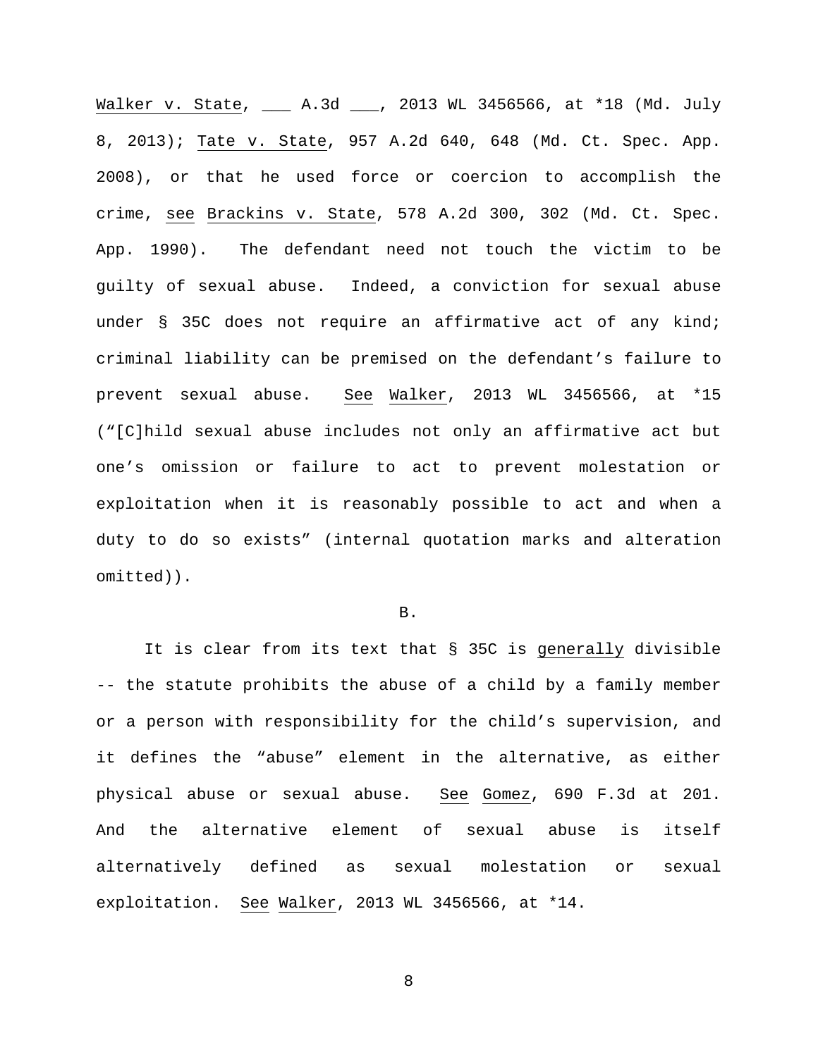Walker v. State, ___ A.3d ___, 2013 WL 3456566, at *18 (Md. July 8, 2013); Tate v. State, 957 A.2d 640, 648 (Md. Ct. Spec. App. 2008), or that he used force or coercion to accomplish the crime, see Brackins v. State, 578 A.2d 300, 302 (Md. Ct. Spec. App. 1990). The defendant need not touch the victim to be guilty of sexual abuse. Indeed, a conviction for sexual abuse under § 35C does not require an affirmative act of any kind; criminal liability can be premised on the defendant's failure to prevent sexual abuse. See Walker, 2013 WL 3456566, at *15 ("[C]hild sexual abuse includes not only an affirmative act but one's omission or failure to act to prevent molestation or exploitation when it is reasonably possible to act and when a duty to do so exists" (internal quotation marks and alteration omitted)).

B.

It is clear from its text that § 35C is generally divisible -- the statute prohibits the abuse of a child by a family member or a person with responsibility for the child's supervision, and it defines the "abuse" element in the alternative, as either physical abuse or sexual abuse. See Gomez, 690 F.3d at 201. And the alternative element of sexual abuse is itself alternatively defined as sexual molestation or sexual exploitation. See Walker, 2013 WL 3456566, at *14.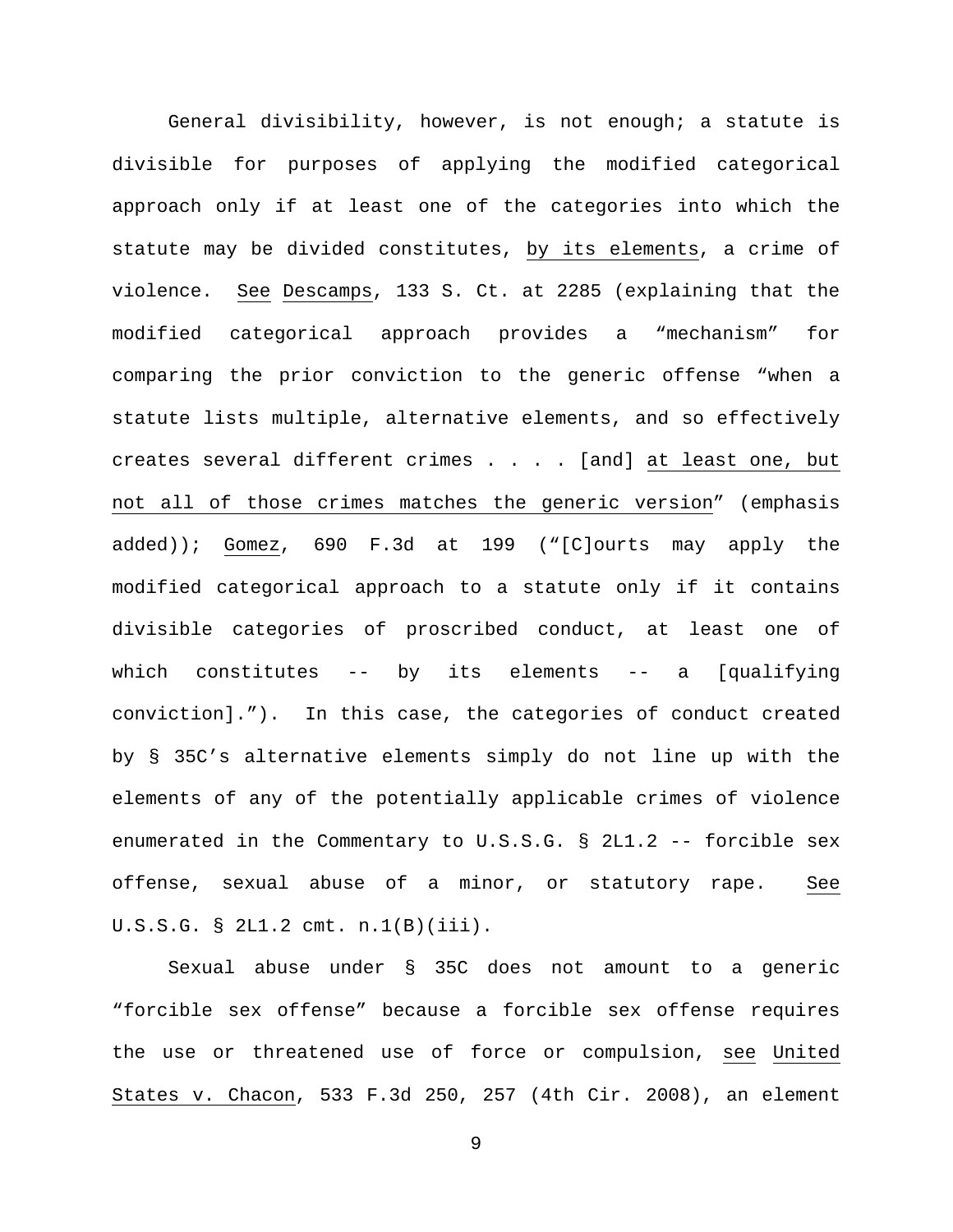General divisibility, however, is not enough; a statute is divisible for purposes of applying the modified categorical approach only if at least one of the categories into which the statute may be divided constitutes, by its elements, a crime of violence. See Descamps, 133 S. Ct. at 2285 (explaining that the modified categorical approach provides a "mechanism" for comparing the prior conviction to the generic offense "when a statute lists multiple, alternative elements, and so effectively creates several different crimes . . . . [and] at least one, but not all of those crimes matches the generic version" (emphasis added)); Gomez, 690 F.3d at 199 ("[C]ourts may apply the modified categorical approach to a statute only if it contains divisible categories of proscribed conduct, at least one of which constitutes -- by its elements -- a [qualifying conviction]."). In this case, the categories of conduct created by § 35C's alternative elements simply do not line up with the elements of any of the potentially applicable crimes of violence enumerated in the Commentary to U.S.S.G. § 2L1.2 -- forcible sex offense, sexual abuse of a minor, or statutory rape. See U.S.S.G. § 2L1.2 cmt. n.1(B)(iii).

Sexual abuse under § 35C does not amount to a generic "forcible sex offense" because a forcible sex offense requires the use or threatened use of force or compulsion, see United States v. Chacon, 533 F.3d 250, 257 (4th Cir. 2008), an element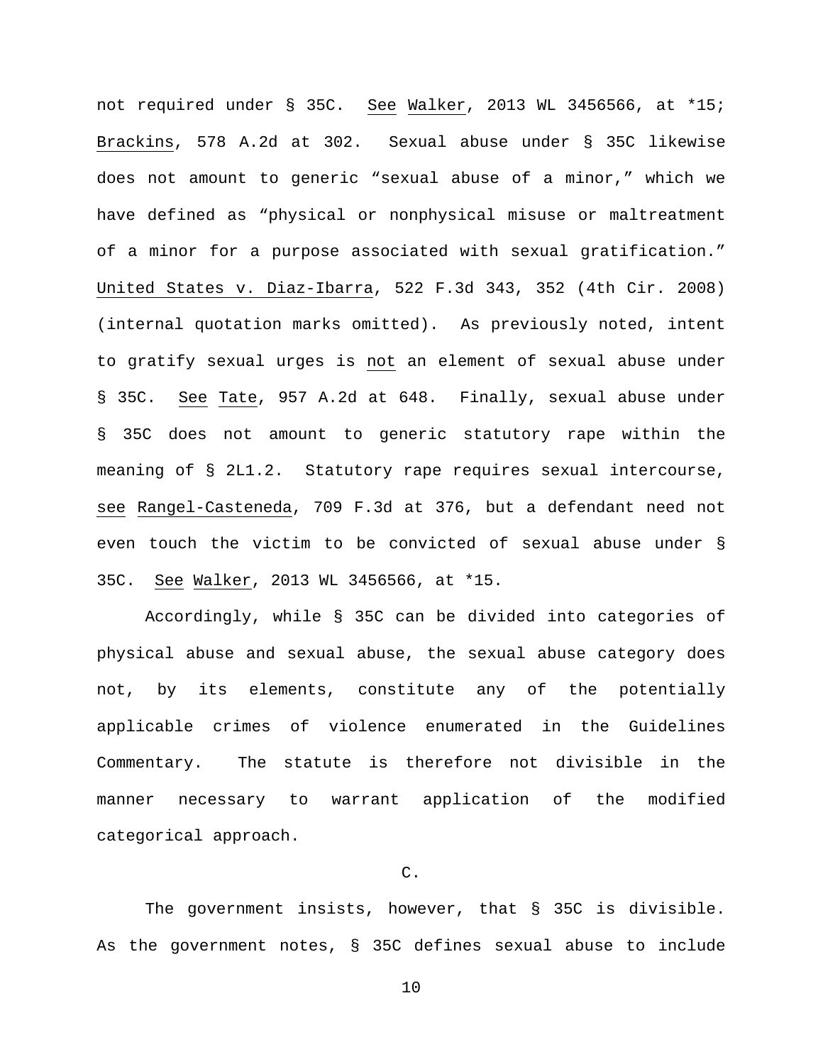not required under § 35C. See Walker, 2013 WL 3456566, at *15; Brackins, 578 A.2d at 302. Sexual abuse under § 35C likewise does not amount to generic "sexual abuse of a minor," which we have defined as "physical or nonphysical misuse or maltreatment of a minor for a purpose associated with sexual gratification." United States v. Diaz-Ibarra, 522 F.3d 343, 352 (4th Cir. 2008) (internal quotation marks omitted). As previously noted, intent to gratify sexual urges is not an element of sexual abuse under § 35C. See Tate, 957 A.2d at 648. Finally, sexual abuse under § 35C does not amount to generic statutory rape within the meaning of § 2L1.2. Statutory rape requires sexual intercourse, see Rangel-Casteneda, 709 F.3d at 376, but a defendant need not even touch the victim to be convicted of sexual abuse under § 35C. See Walker, 2013 WL 3456566, at *15.

Accordingly, while § 35C can be divided into categories of physical abuse and sexual abuse, the sexual abuse category does not, by its elements, constitute any of the potentially applicable crimes of violence enumerated in the Guidelines Commentary. The statute is therefore not divisible in the manner necessary to warrant application of the modified categorical approach.

C.

The government insists, however, that § 35C is divisible. As the government notes, § 35C defines sexual abuse to include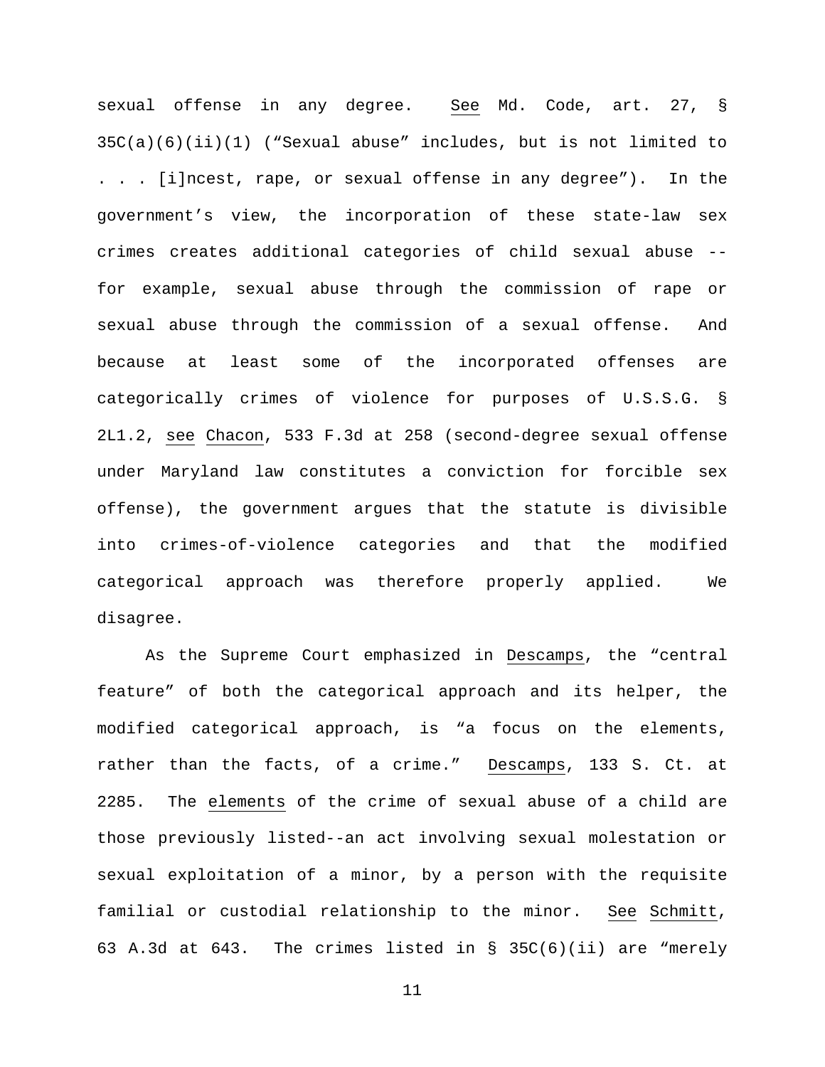sexual offense in any degree. See Md. Code, art. 27, § 35C(a)(6)(ii)(1) ("Sexual abuse" includes, but is not limited to . . . [i]ncest, rape, or sexual offense in any degree"). In the government's view, the incorporation of these state-law sex crimes creates additional categories of child sexual abuse -- for example, sexual abuse through the commission of rape or sexual abuse through the commission of a sexual offense. And because at least some of the incorporated offenses are categorically crimes of violence for purposes of U.S.S.G. § 2L1.2, see Chacon, 533 F.3d at 258 (second-degree sexual offense under Maryland law constitutes a conviction for forcible sex offense), the government argues that the statute is divisible into crimes-of-violence categories and that the modified categorical approach was therefore properly applied. We disagree.

As the Supreme Court emphasized in Descamps, the "central feature" of both the categorical approach and its helper, the modified categorical approach, is "a focus on the elements, rather than the facts, of a crime." Descamps, 133 S. Ct. at 2285. The elements of the crime of sexual abuse of a child are those previously listed--an act involving sexual molestation or sexual exploitation of a minor, by a person with the requisite familial or custodial relationship to the minor. See Schmitt, 63 A.3d at 643. The crimes listed in § 35C(6)(ii) are "merely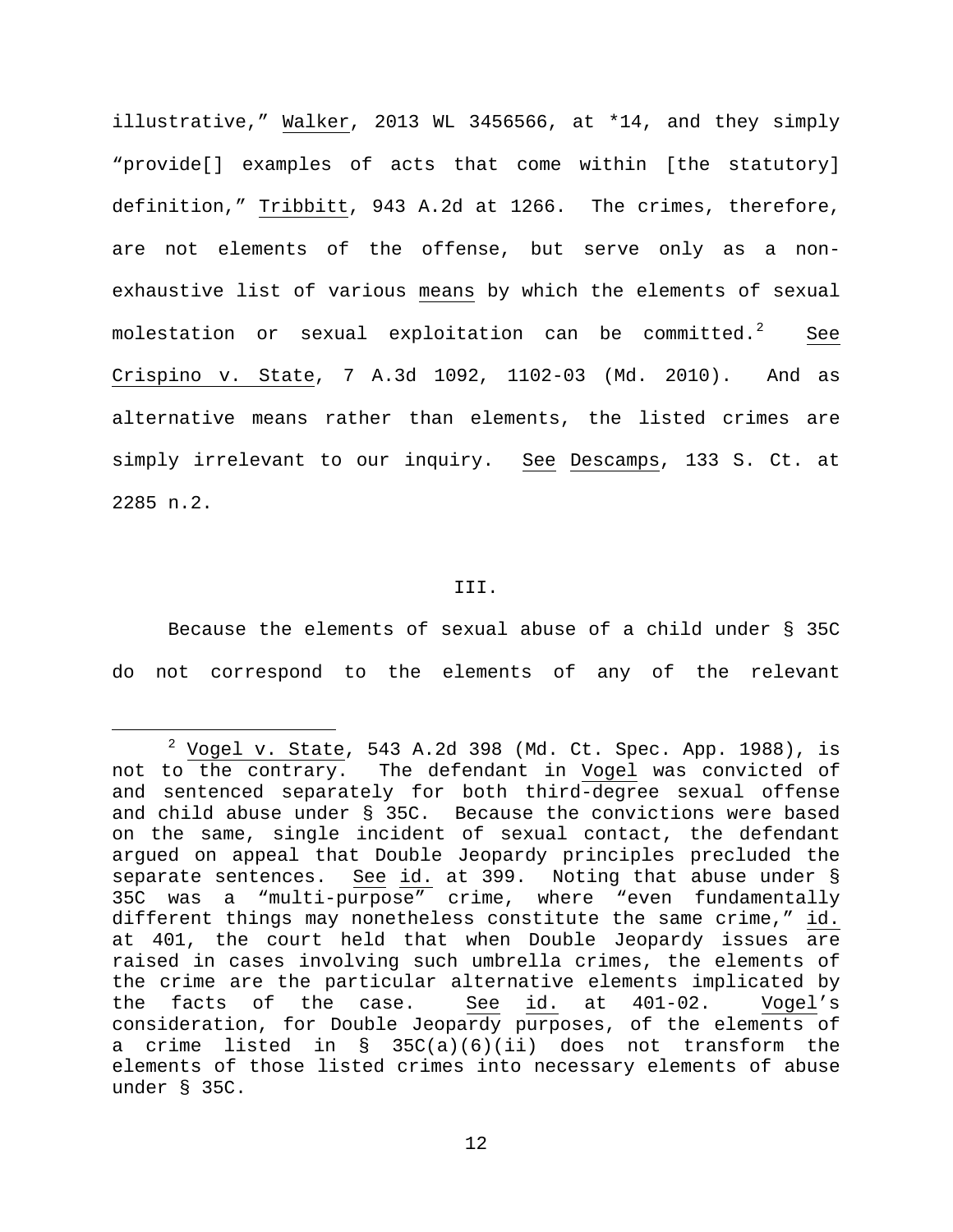illustrative," Walker, 2013 WL 3456566, at *14, and they simply "provide[] examples of acts that come within [the statutory] definition," Tribbitt, 943 A.2d at 1266. The crimes, therefore, are not elements of the offense, but serve only as a non-exhaustive list of various means by which the elements of sexual molestation or sexual exploitation can be committed.[2] See Crispino v. State, 7 A.3d 1092, 1102-03 (Md. 2010). And as alternative means rather than elements, the listed crimes are simply irrelevant to our inquiry. See Descamps, 133 S. Ct. at 2285 n.2.

III.

Because the elements of sexual abuse of a child under § 35C do not correspond to the elements of any of the relevant

[2] Vogel v. State, 543 A.2d 398 (Md. Ct. Spec. App. 1988), is not to the contrary. The defendant in Vogel was convicted of and sentenced separately for both third-degree sexual offense and child abuse under § 35C. Because the convictions were based on the same, single incident of sexual contact, the defendant argued on appeal that Double Jeopardy principles precluded the separate sentences. See id. at 399. Noting that abuse under § 35C was a "multi-purpose" crime, where "even fundamentally different things may nonetheless constitute the same crime," id. at 401, the court held that when Double Jeopardy issues are raised in cases involving such umbrella crimes, the elements of the crime are the particular alternative elements implicated by the facts of the case. See id. at 401-02. Vogel's consideration, for Double Jeopardy purposes, of the elements of a crime listed in § 35C(a)(6)(ii) does not transform the elements of those listed crimes into necessary elements of abuse under § 35C.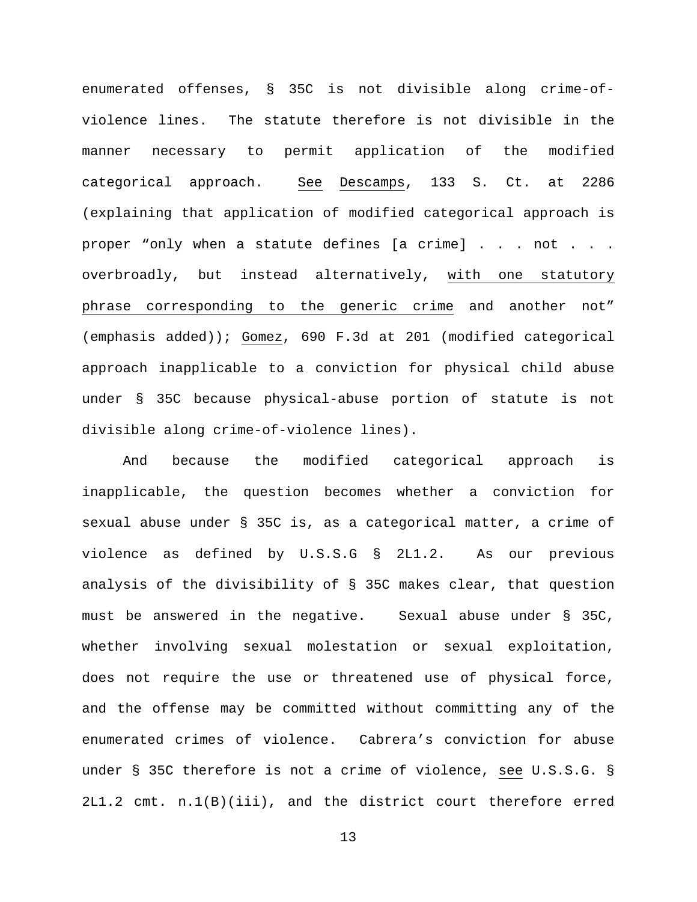enumerated offenses, § 35C is not divisible along crime-of-violence lines. The statute therefore is not divisible in the manner necessary to permit application of the modified categorical approach. See Descamps, 133 S. Ct. at 2286 (explaining that application of modified categorical approach is proper "only when a statute defines [a crime] . . . not . . . overbroadly, but instead alternatively, with one statutory phrase corresponding to the generic crime and another not" (emphasis added)); Gomez, 690 F.3d at 201 (modified categorical approach inapplicable to a conviction for physical child abuse under § 35C because physical-abuse portion of statute is not divisible along crime-of-violence lines).

And because the modified categorical approach is inapplicable, the question becomes whether a conviction for sexual abuse under § 35C is, as a categorical matter, a crime of violence as defined by U.S.S.G § 2L1.2. As our previous analysis of the divisibility of § 35C makes clear, that question must be answered in the negative. Sexual abuse under § 35C, whether involving sexual molestation or sexual exploitation, does not require the use or threatened use of physical force, and the offense may be committed without committing any of the enumerated crimes of violence. Cabrera's conviction for abuse under § 35C therefore is not a crime of violence, see U.S.S.G. § 2L1.2 cmt. n.1(B)(iii), and the district court therefore erred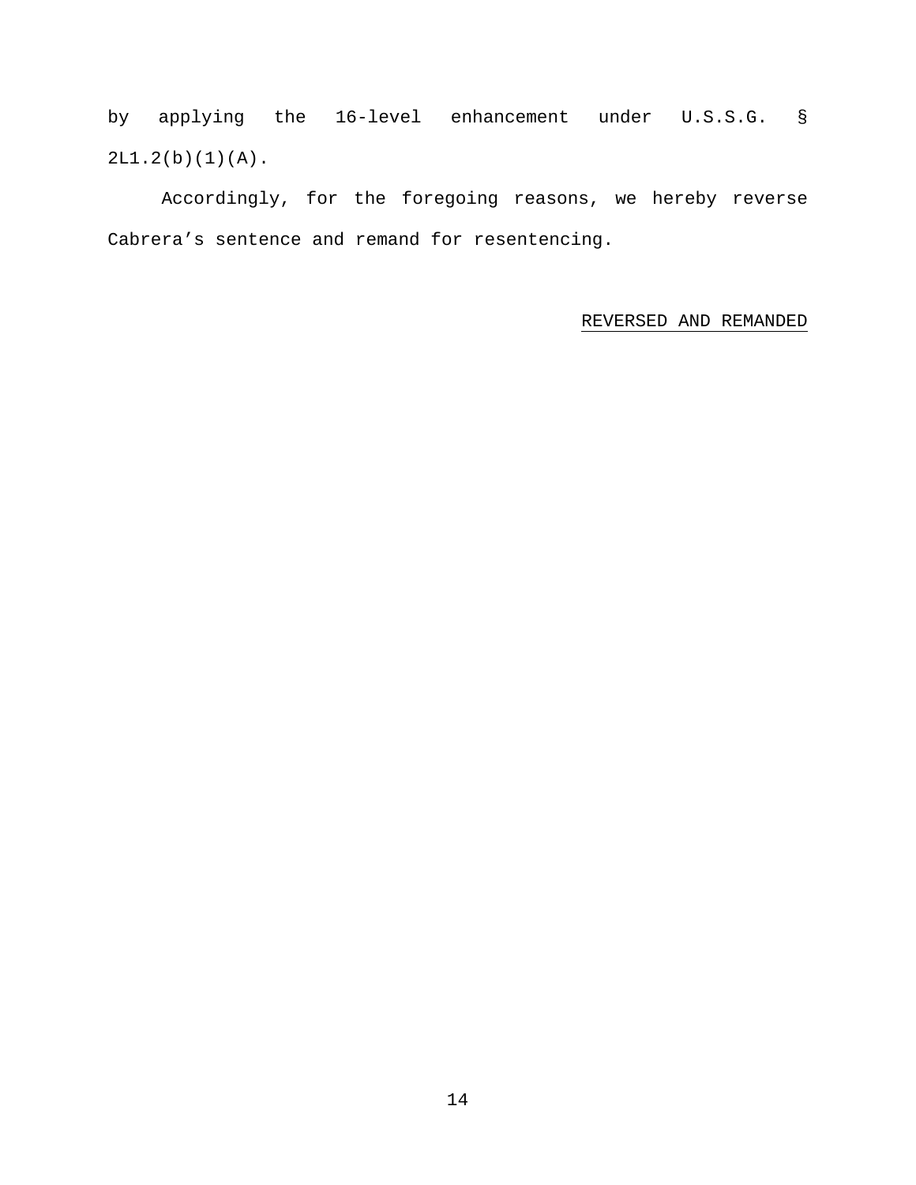by applying the 16-level enhancement under U.S.S.G. § 2L1.2(b)(1)(A).

Accordingly, for the foregoing reasons, we hereby reverse Cabrera's sentence and remand for resentencing.

<u>REVERSED AND REMANDED</u>